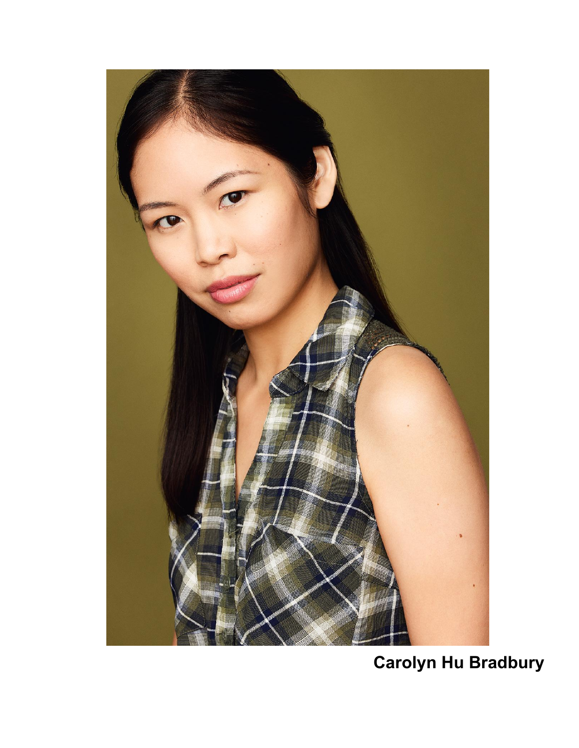**Carolyn Hu Bradbury**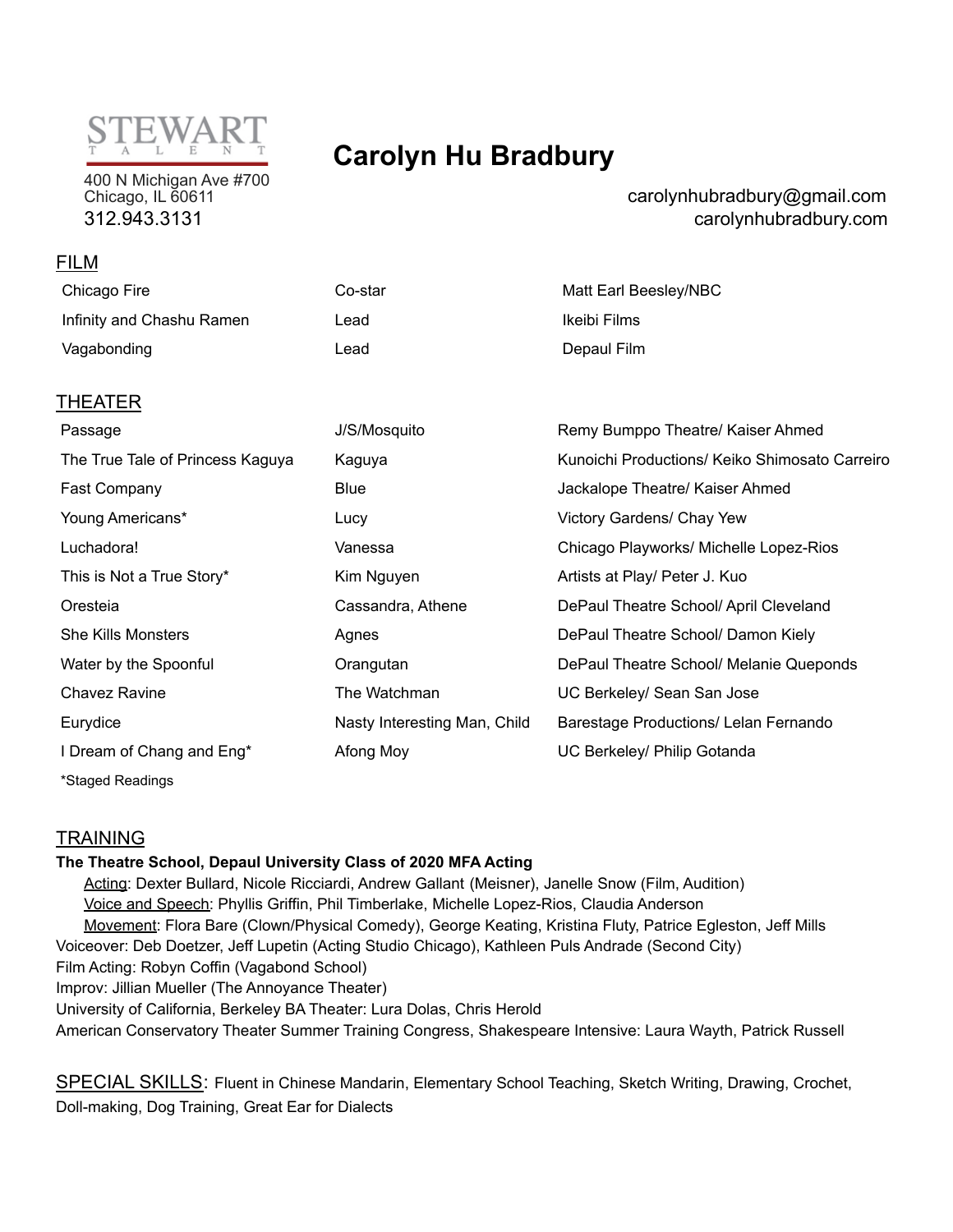STEWART TALENT
400 N Michigan Ave #700
Chicago, IL 60611
312.943.3131

# Carolyn Hu Bradbury

carolynhubradbury@gmail.com
carolynhubradbury.com

## FILM

| | | |
|---|---|---|
| Chicago Fire | Co-star | Matt Earl Beesley/NBC |
| Infinity and Chashu Ramen | Lead | Ikeibi Films |
| Vagabonding | Lead | Depaul Film |

## THEATER

| | | |
|---|---|---|
| Passage | J/S/Mosquito | Remy Bumppo Theatre/ Kaiser Ahmed |
| The True Tale of Princess Kaguya | Kaguya | Kunoichi Productions/ Keiko Shimosato Carreiro |
| Fast Company | Blue | Jackalope Theatre/ Kaiser Ahmed |
| Young Americans* | Lucy | Victory Gardens/ Chay Yew |
| Luchadora! | Vanessa | Chicago Playworks/ Michelle Lopez-Rios |
| This is Not a True Story* | Kim Nguyen | Artists at Play/ Peter J. Kuo |
| Oresteia | Cassandra, Athene | DePaul Theatre School/ April Cleveland |
| She Kills Monsters | Agnes | DePaul Theatre School/ Damon Kiely |
| Water by the Spoonful | Orangutan | DePaul Theatre School/ Melanie Queponds |
| Chavez Ravine | The Watchman | UC Berkeley/ Sean San Jose |
| Eurydice | Nasty Interesting Man, Child | Barestage Productions/ Lelan Fernando |
| I Dream of Chang and Eng* | Afong Moy | UC Berkeley/ Philip Gotanda |

*Staged Readings

## TRAINING

**The Theatre School, Depaul University Class of 2020 MFA Acting**

Acting: Dexter Bullard, Nicole Ricciardi, Andrew Gallant (Meisner), Janelle Snow (Film, Audition)
Voice and Speech: Phyllis Griffin, Phil Timberlake, Michelle Lopez-Rios, Claudia Anderson
Movement: Flora Bare (Clown/Physical Comedy), George Keating, Kristina Fluty, Patrice Egleston, Jeff Mills

Voiceover: Deb Doetzer, Jeff Lupetin (Acting Studio Chicago), Kathleen Puls Andrade (Second City)
Film Acting: Robyn Coffin (Vagabond School)
Improv: Jillian Mueller (The Annoyance Theater)
University of California, Berkeley BA Theater: Lura Dolas, Chris Herold
American Conservatory Theater Summer Training Congress, Shakespeare Intensive: Laura Wayth, Patrick Russell

## SPECIAL SKILLS:

Fluent in Chinese Mandarin, Elementary School Teaching, Sketch Writing, Drawing, Crochet, Doll-making, Dog Training, Great Ear for Dialects